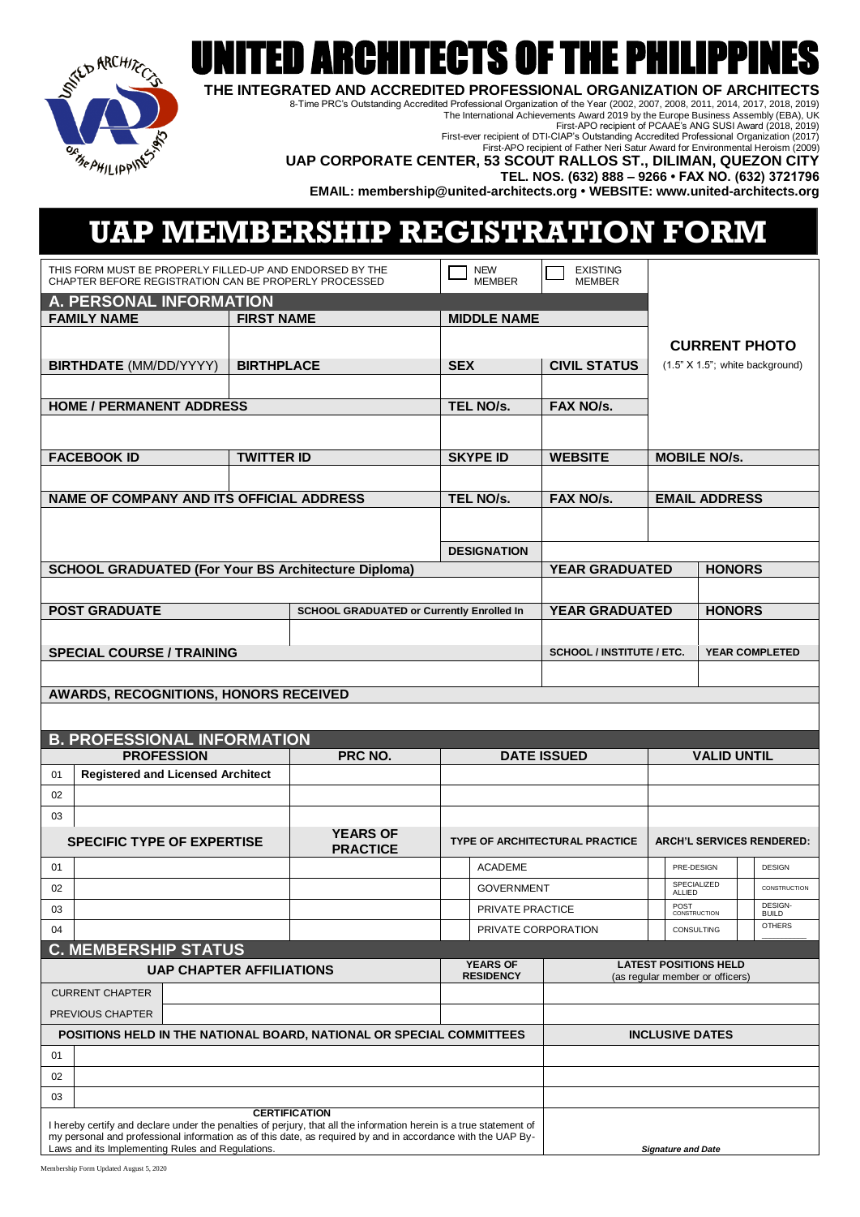# UNITED ARCHITECTS OF THE PHILIPPINES

**THE INTEGRATED AND ACCREDITED PROFESSIONAL ORGANIZATION OF ARCHITECTS**

8-Time PRC's Outstanding Accredited Professional Organization of the Year (2002, 2007, 2008, 2011, 2014, 2017, 2018, 2019)
The International Achievements Award 2019 by the Europe Business Assembly (EBA), UK
First-APO recipient of PCAAE's ANG SUSI Award (2018, 2019)
First-ever recipient of DTI-CIAP's Outstanding Accredited Professional Organization (2017)
First-APO recipient of Father Neri Satur Award for Environmental Heroism (2009)

**UAP CORPORATE CENTER, 53 SCOUT RALLOS ST., DILIMAN, QUEZON CITY**
**TEL. NOS. (632) 888 – 9266 • FAX NO. (632) 3721796**
**EMAIL: membership@united-architects.org • WEBSITE: www.united-architects.org**

# UAP MEMBERSHIP REGISTRATION FORM

THIS FORM MUST BE PROPERLY FILLED-UP AND ENDORSED BY THE CHAPTER BEFORE REGISTRATION CAN BE PROPERLY PROCESSED

☐ NEW MEMBER ☐ EXISTING MEMBER

## A. PERSONAL INFORMATION

| FAMILY NAME | FIRST NAME | MIDDLE NAME | | **CURRENT PHOTO** (1.5" X 1.5"; white background) |
|---|---|---|---|---|
| | | | | |
| **BIRTHDATE** (MM/DD/YYYY) | **BIRTHPLACE** | **SEX** | **CIVIL STATUS** | |
| | | | | |
| **HOME / PERMANENT ADDRESS** | | **TEL NO/s.** | **FAX NO/s.** | |
| | | | | |
| **FACEBOOK ID** | **TWITTER ID** | **SKYPE ID** | **WEBSITE** | **MOBILE NO/s.** |
| | | | | |
| **NAME OF COMPANY AND ITS OFFICIAL ADDRESS** | | **TEL NO/s.** | **FAX NO/s.** | **EMAIL ADDRESS** |
| | | | | |
| | | **DESIGNATION** | | |

| SCHOOL GRADUATED (For Your BS Architecture Diploma) | | YEAR GRADUATED | HONORS |
|---|---|---|---|
| | | | |
| **POST GRADUATE** | **SCHOOL GRADUATED or Currently Enrolled In** | **YEAR GRADUATED** | **HONORS** |
| | | | |
| **SPECIAL COURSE / TRAINING** | | **SCHOOL / INSTITUTE / ETC.** | **YEAR COMPLETED** |
| | | | |

**AWARDS, RECOGNITIONS, HONORS RECEIVED**

## B. PROFESSIONAL INFORMATION

| | PROFESSION | PRC NO. | DATE ISSUED | VALID UNTIL |
|---|---|---|---|---|
| 01 | Registered and Licensed Architect | | | |
| 02 | | | | |
| 03 | | | | |

| | SPECIFIC TYPE OF EXPERTISE | YEARS OF PRACTICE | TYPE OF ARCHITECTURAL PRACTICE | ARCH'L SERVICES RENDERED: | |
|---|---|---|---|---|---|
| 01 | | | ☐ ACADEME | ☐ PRE-DESIGN | ☐ DESIGN |
| 02 | | | ☐ GOVERNMENT | ☐ SPECIALIZED ALLIED | ☐ CONSTRUCTION |
| 03 | | | ☐ PRIVATE PRACTICE | ☐ POST CONSTRUCTION | ☐ DESIGN-BUILD |
| 04 | | | ☐ PRIVATE CORPORATION | ☐ CONSULTING | ☐ OTHERS ______ |

## C. MEMBERSHIP STATUS

| UAP CHAPTER AFFILIATIONS | | YEARS OF RESIDENCY | LATEST POSITIONS HELD (as regular member or officers) |
|---|---|---|---|
| CURRENT CHAPTER | | | |
| PREVIOUS CHAPTER | | | |

| | POSITIONS HELD IN THE NATIONAL BOARD, NATIONAL OR SPECIAL COMMITTEES | INCLUSIVE DATES |
|---|---|---|
| 01 | | |
| 02 | | |
| 03 | | |

**CERTIFICATION**

I hereby certify and declare under the penalties of perjury, that all the information herein is a true statement of my personal and professional information as of this date, as required by and in accordance with the UAP By-Laws and its Implementing Rules and Regulations.

*Signature and Date*

Membership Form Updated August 5, 2020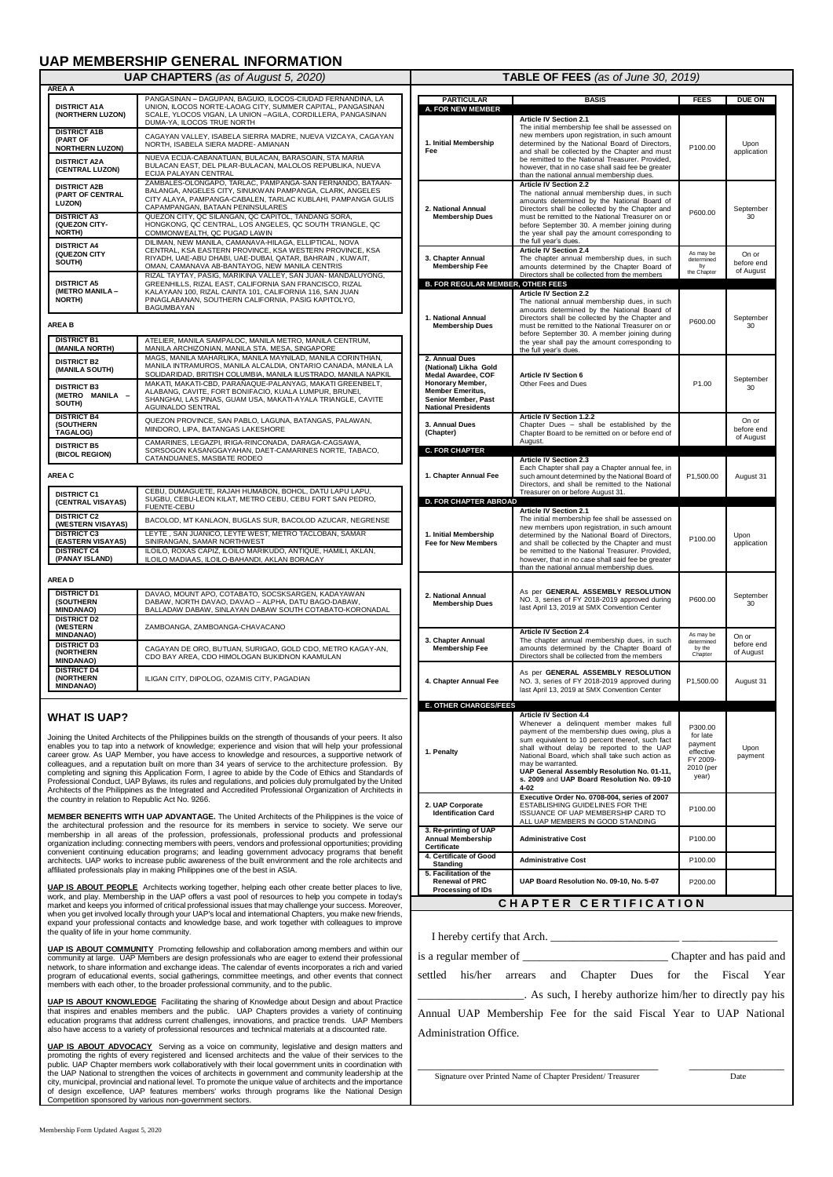# UAP MEMBERSHIP GENERAL INFORMATION

## UAP CHAPTERS *(as of August 5, 2020)*

**AREA A**

| | |
|---|---|
| **DISTRICT A1A (NORTHERN LUZON)** | PANGASINAN – DAGUPAN, BAGUIO, ILOCOS-CIUDAD FERNANDINA, LA UNION, ILOCOS NORTE-LAOAG CITY, SUMMER CAPITAL, PANGASINAN SCALE, YLOCOS VIGAN, LA UNION –AGILA, CORDILLERA, PANGASINAN DUMA-YA, ILOCOS TRUE NORTH |
| **DISTRICT A1B (PART OF NORTHERN LUZON)** | CAGAYAN VALLEY, ISABELA SIERRA MADRE, NUEVA VIZCAYA, CAGAYAN NORTH, ISABELA SIERRA MADRE- AMIANAN |
| **DISTRICT A2A (CENTRAL LUZON)** | NUEVA ECIJA-CABANATUAN, BULACAN, BARASOAIN, STA MARIA BULACAN EAST, DEL PILAR-BULACAN, MALOLOS REPUBLIKA, NUEVA ECIJA PALAYAN CENTRAL |
| **DISTRICT A2B (PART OF CENTRAL LUZON)** | ZAMBALES-OLONGAPO, TARLAC, PAMPANGA-SAN FERNANDO, BATAAN-BALANGA, ANGELES CITY, SINUKWAN PAMPANGA, CLARK, ANGELES CITY ALAYA, PAMPANGA-CABALEN, TARLAC KUBLAHI, PAMPANGA GULIS CAPAMPANGAN, BATAAN PENINSULARES |
| **DISTRICT A3 (QUEZON CITY-NORTH)** | QUEZON CITY, QC SILANGAN, QC CAPITOL, TANDANG SORA, HONGKONG, QC CENTRAL, LOS ANGELES, QC SOUTH TRIANGLE, QC COMMONWEALTH, QC PUGAD LAWIN |
| **DISTRICT A4 (QUEZON CITY SOUTH)** | DILIMAN, NEW MANILA, CAMANAVA-HILAGA, ELLIPTICAL, NOVA CENTRAL, KSA EASTERN PROVINCE, KSA WESTERN PROVINCE, KSA RIYADH, UAE-ABU DHABI, UAE-DUBAI, QATAR, BAHRAIN , KUWAIT, OMAN, CAMANAVA AB-BANTAYOG, NEW MANILA CENTRIS |
| **DISTRICT A5 (METRO MANILA – NORTH)** | RIZAL TAYTAY, PASIG, MARIKINA VALLEY, SAN JUAN- MANDALUYONG, GREENHILLS, RIZAL EAST, CALIFORNIA SAN FRANCISCO, RIZAL KALAYAAN 100, RIZAL CAINTA 101, CALIFORNIA 116, SAN JUAN PINAGLABANAN, SOUTHERN CALIFORNIA, PASIG KAPITOLYO, BAGUMBAYAN |

**AREA B**

| | |
|---|---|
| **DISTRICT B1 (MANILA NORTH)** | ATELIER, MANILA SAMPALOC, MANILA METRO, MANILA CENTRUM, MANILA ARCHIZONIAN, MANILA STA. MESA, SINGAPORE |
| **DISTRICT B2 (MANILA SOUTH)** | MAGS, MANILA MAHARLIKA, MANILA MAYNILAD, MANILA CORINTHIAN, MANILA INTRAMUROS, MANILA ALCALDIA, ONTARIO CANADA, MANILA LA SOLIDARIDAD, BRITISH COLUMBIA, MANILA ILUSTRADO, MANILA NAPKIL |
| **DISTRICT B3 (METRO MANILA – SOUTH)** | MAKATI, MAKATI-CBD, PARANAQUE-PALANYAG, MAKATI GREENBELT, ALABANG, CAVITE, FORT BONIFACIO, KUALA LUMPUR, BRUNEI, SHANGHAI, LAS PINAS, GUAM USA, MAKATI-AYALA TRIANGLE, CAVITE AGUINALDO SENTRAL |
| **DISTRICT B4 (SOUTHERN TAGALOG)** | QUEZON PROVINCE, SAN PABLO, LAGUNA, BATANGAS, PALAWAN, MINDORO, LIPA, BATANGAS LAKESHORE |
| **DISTRICT B5 (BICOL REGION)** | CAMARINES, LEGAZPI, IRIGA-RINCONADA, DARAGA-CAGSAWA, SORSOGON KASANGGAYAHAN, DAET-CAMARINES NORTE, TABACO, CATANDUANES, MASBATE RODEO |

**AREA C**

| | |
|---|---|
| **DISTRICT C1 (CENTRAL VISAYAS)** | CEBU, DUMAGUETE, RAJAH HUMABON, BOHOL, DATU LAPU LAPU, SUGBU, CEBU-LEON KILAT, METRO CEBU, CEBU FORT SAN PEDRO, FUENTE-CEBU |
| **DISTRICT C2 (WESTERN VISAYAS)** | BACOLOD, MT KANLAON, BUGLAS SUR, BACOLOD AZUCAR, NEGRENSE |
| **DISTRICT C3 (EASTERN VISAYAS)** | LEYTE , SAN JUANICO, LEYTE WEST, METRO TACLOBAN, SAMAR SINIRANGAN, SAMAR NORTHWEST |
| **DISTRICT C4 (PANAY ISLAND)** | ILOILO, ROXAS CAPIZ, ILOILO MARIKUDO, ANTIQUE, HAMILI, AKLAN, ILOILO MADIAAS, ILOILO-BAHANDI, AKLAN BORACAY |

**AREA D**

| | |
|---|---|
| **DISTRICT D1 (SOUTHERN MINDANAO)** | DAVAO, MOUNT APO, COTABATO, SOCSKSARGEN, KADAYAWAN DABAW, NORTH DAVAO, DAVAO – ALPHA, DATU BAGO-DABAW, BALLADAW DABAW, SINLAYAN DABAW SOUTH COTABATO-KORONADAL |
| **DISTRICT D2 (WESTERN MINDANAO)** | ZAMBOANGA, ZAMBOANGA-CHAVACANO |
| **DISTRICT D3 (NORTHERN MINDANAO)** | CAGAYAN DE ORO, BUTUAN, SURIGAO, GOLD CDO, METRO KAGAY-AN, CDO BAY AREA, CDO HIMOLOGAN BUKIDNON KAAMULAN |
| **DISTRICT D4 (NORTHERN MINDANAO)** | ILIGAN CITY, DIPOLOG, OZAMIS CITY, PAGADIAN |

## WHAT IS UAP?

Joining the United Architects of the Philippines builds on the strength of thousands of your peers. It also enables you to tap into a network of knowledge; experience and vision that will help your professional career grow. As UAP Member, you have access to knowledge and resources, a supportive network of colleagues, and a reputation built on more than 34 years of service to the architecture profession. By completing and signing this Application Form, I agree to abide by the Code of Ethics and Standards of Professional Conduct, UAP Bylaws, its rules and regulations, and policies duly promulgated by the United Architects of the Philippines as the Integrated and Accredited Professional Organization of Architects in the country in relation to Republic Act No. 9266.

**MEMBER BENEFITS WITH UAP ADVANTAGE.** The United Architects of the Philippines is the voice of the architectural profession and the resource for its members in service to society. We serve our membership in all areas of the profession, professionals, professional products and professional organization including: connecting members with peers, vendors and professional opportunities; providing convenient continuing education programs; and leading government advocacy programs that benefit architects. UAP works to increase public awareness of the built environment and the role architects and affiliated professionals play in making Philippines one of the best in ASIA.

**UAP IS ABOUT PEOPLE** Architects working together, helping each other create better places to live, work, and play. Membership in the UAP offers a vast pool of resources to help you compete in today's market and keeps you informed of critical professional issues that may challenge your success. Moreover, when you get involved locally through your UAP's local and international Chapters, you make new friends, expand your professional contacts and knowledge base, and work together with colleagues to improve the quality of life in your home community.

**UAP IS ABOUT COMMUNITY** Promoting fellowship and collaboration among members and within our community at large. UAP Members are design professionals who are eager to extend their professional network, to share information and exchange ideas. The calendar of events incorporates a rich and varied program of educational events, social gatherings, committee meetings, and other events that connect members with each other, to the broader professional community, and to the public.

**UAP IS ABOUT KNOWLEDGE** Facilitating the sharing of Knowledge about Design and about Practice that inspires and enables members and the public. UAP Chapters provides a variety of continuing education programs that address current challenges, innovations, and practice trends. UAP Members also have access to a variety of professional resources and technical materials at a discounted rate.

**UAP IS ABOUT ADVOCACY** Serving as a voice on community, legislative and design matters and promoting the rights of every registered and licensed architects and the value of their services to the public. UAP Chapter members work collaboratively with their local government units in coordination with the UAP National to strengthen the voices of architects in government and community leadership at the city, municipal, provincial and national level. To promote the unique value of architects and the importance of design excellence, UAP features members' works through programs like the National Design Competition sponsored by various non-government sectors.

## TABLE OF FEES *(as of June 30, 2019)*

| PARTICULAR | BASIS | FEES | DUE ON |
|---|---|---|---|
| **A. FOR NEW MEMBER** | | | |
| 1. Initial Membership Fee | **Article IV Section 2.1** The initial membership fee shall be assessed on new members upon registration, in such amount determined by the National Board of Directors, and shall be collected by the Chapter and must be remitted to the National Treasurer. Provided, however, that in no case shall said fee be greater than the national annual membership dues. | P100.00 | Upon application |
| 2. National Annual Membership Dues | **Article IV Section 2.2** The national annual membership dues, in such amounts determined by the National Board of Directors shall be collected by the Chapter and must be remitted to the National Treasurer on or before September 30. A member joining during the year shall pay the amount corresponding to the full year's dues. | P600.00 | September 30 |
| 3. Chapter Annual Membership Fee | **Article IV Section 2.4** The chapter annual membership dues, in such amounts determined by the Chapter Board of Directors shall be collected from the members | As may be determined by the Chapter | On or before end of August |
| **B. FOR REGULAR MEMBER, OTHER FEES** | | | |
| 1. National Annual Membership Dues | **Article IV Section 2.2** The national annual membership dues, in such amounts determined by the National Board of Directors shall be collected by the Chapter and must be remitted to the National Treasurer on or before September 30. A member joining during the year shall pay the amount corresponding to the full year's dues. | P600.00 | September 30 |
| 2. Annual Dues (National) Likha Gold Medal Awardee, COF Honorary Member, Member Emeritus, Senior Member, Past National Presidents | **Article IV Section 6** Other Fees and Dues | P1.00 | September 30 |
| 3. Annual Dues (Chapter) | **Article IV Section 1.2.2** Chapter Dues – shall be established by the Chapter Board to be remitted on or before end of August. | | On or before end of August |
| **C. FOR CHAPTER** | | | |
| 1. Chapter Annual Fee | **Article IV Section 2.3** Each Chapter shall pay a Chapter annual fee, in such amount determined by the National Board of Directors, and shall be remitted to the National Treasurer on or before August 31. | P1,500.00 | August 31 |
| **D. FOR CHAPTER ABROAD** | | | |
| 1. Initial Membership Fee for New Members | **Article IV Section 2.1** The initial membership fee shall be assessed on new members upon registration, in such amount determined by the National Board of Directors, and shall be collected by the Chapter and must be remitted to the National Treasurer. Provided, however, that in no case shall said fee be greater than the national annual membership dues. | P100.00 | Upon application |
| 2. National Annual Membership Dues | As per **GENERAL ASSEMBLY RESOLUTION** NO. 3, series of FY 2018-2019 approved during last April 13, 2019 at SMX Convention Center | P600.00 | September 30 |
| 3. Chapter Annual Membership Fee | **Article IV Section 2.4** The chapter annual membership dues, in such amounts determined by the Chapter Board of Directors shall be collected from the members | As may be determined by the Chapter | On or before end of August |
| 4. Chapter Annual Fee | As per **GENERAL ASSEMBLY RESOLUTION** NO. 3, series of FY 2018-2019 approved during last April 13, 2019 at SMX Convention Center | P1,500.00 | August 31 |
| **E. OTHER CHARGES/FEES** | | | |
| 1. Penalty | **Article IV Section 4.4** Whenever a delinquent member makes full payment of the membership dues owing, plus a sum equivalent to 10 percent thereof, such fact shall without delay be reported to the UAP National Board, which shall take such action as may be warranted. **UAP General Assembly Resolution No. 01-11, s. 2009** and **UAP Board Resolution No. 09-10 4-02** | P300.00 for late payment effective FY 2009-2010 (per year) | Upon payment |
| 2. UAP Corporate Identification Card | **Executive Order No. 0708-004, series of 2007** ESTABLISHING GUIDELINES FOR THE ISSUANCE OF UAP MEMBERSHIP CARD TO ALL UAP MEMBERS IN GOOD STANDING | P100.00 | |
| 3. Re-printing of UAP Annual Membership Certificate | **Administrative Cost** | P100.00 | |
| 4. Certificate of Good Standing | **Administrative Cost** | P100.00 | |
| 5. Facilitation of the Renewal of PRC Processing of IDs | **UAP Board Resolution No. 09-10, No. 5-07** | P200.00 | |

## CHAPTER CERTIFICATION

I hereby certify that Arch. ______________________ ________________ is a regular member of ________________________ Chapter and has paid and settled his/her arrears and Chapter Dues for the Fiscal Year ________________. As such, I hereby authorize him/her to directly pay his Annual UAP Membership Fee for the said Fiscal Year to UAP National Administration Office.

______________________________________ &nbsp;&nbsp;&nbsp; ________________

Signature over Printed Name of Chapter President/ Treasurer &nbsp;&nbsp;&nbsp; Date

Membership Form Updated August 5, 2020